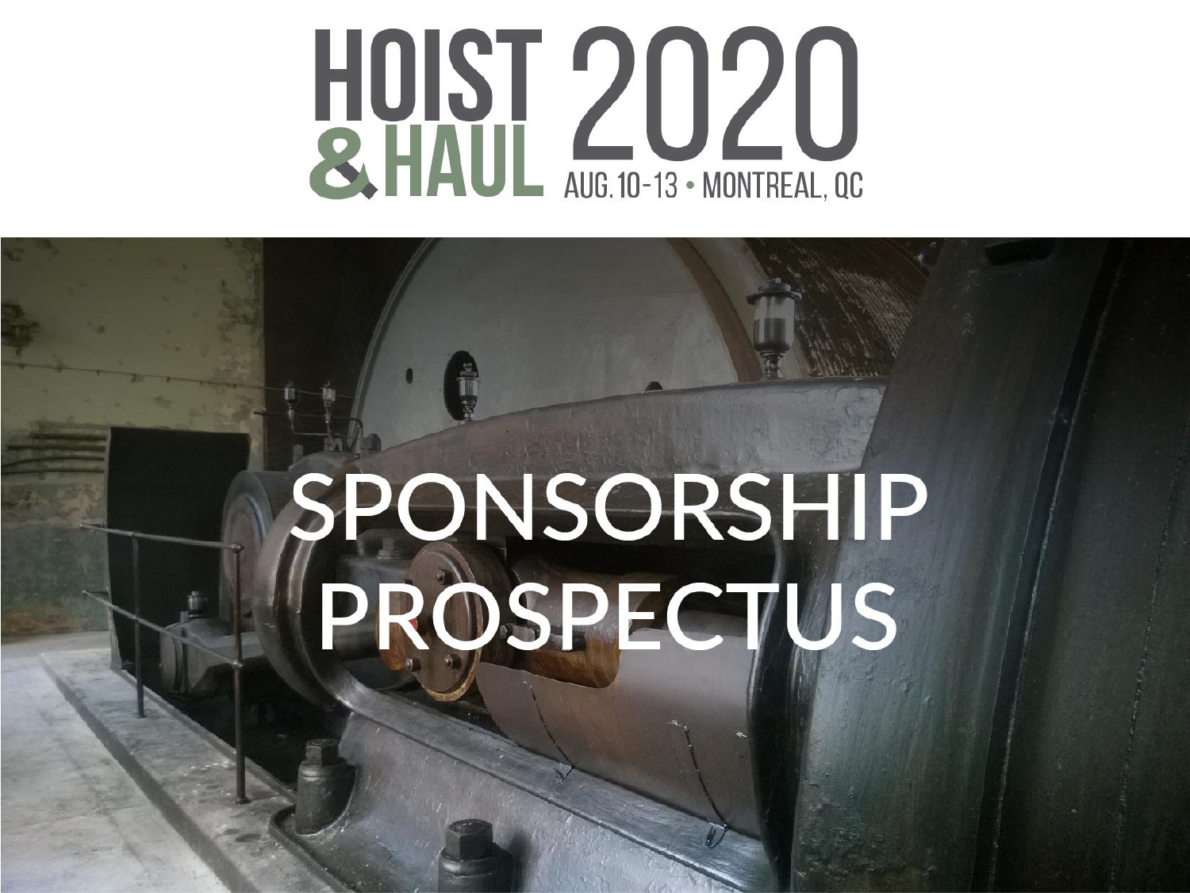# HOIST & HAUL 2020

AUG. 10-13 • MONTREAL, QC

# SPONSORSHIP PROSPECTUS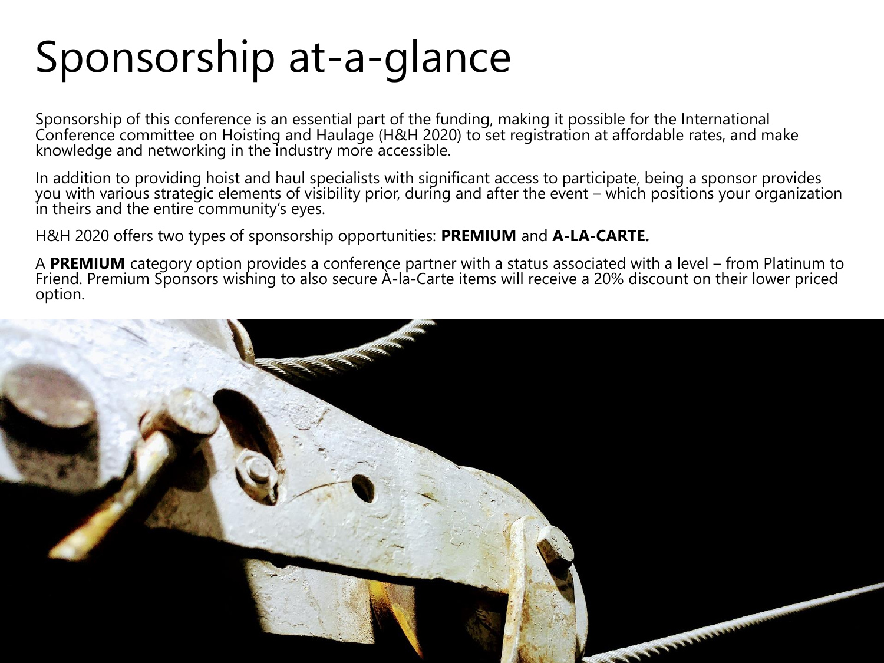# Sponsorship at-a-glance

Sponsorship of this conference is an essential part of the funding, making it possible for the International Conference committee on Hoisting and Haulage (H&H 2020) to set registration at affordable rates, and make knowledge and networking in the industry more accessible.

In addition to providing hoist and haul specialists with significant access to participate, being a sponsor provides you with various strategic elements of visibility prior, during and after the event – which positions your organization in theirs and the entire community's eyes.

H&H 2020 offers two types of sponsorship opportunities: **PREMIUM** and **A-LA-CARTE.**

A **PREMIUM** category option provides a conference partner with a status associated with a level – from Platinum to Friend. Premium Sponsors wishing to also secure À-la-Carte items will receive a 20% discount on their lower priced option.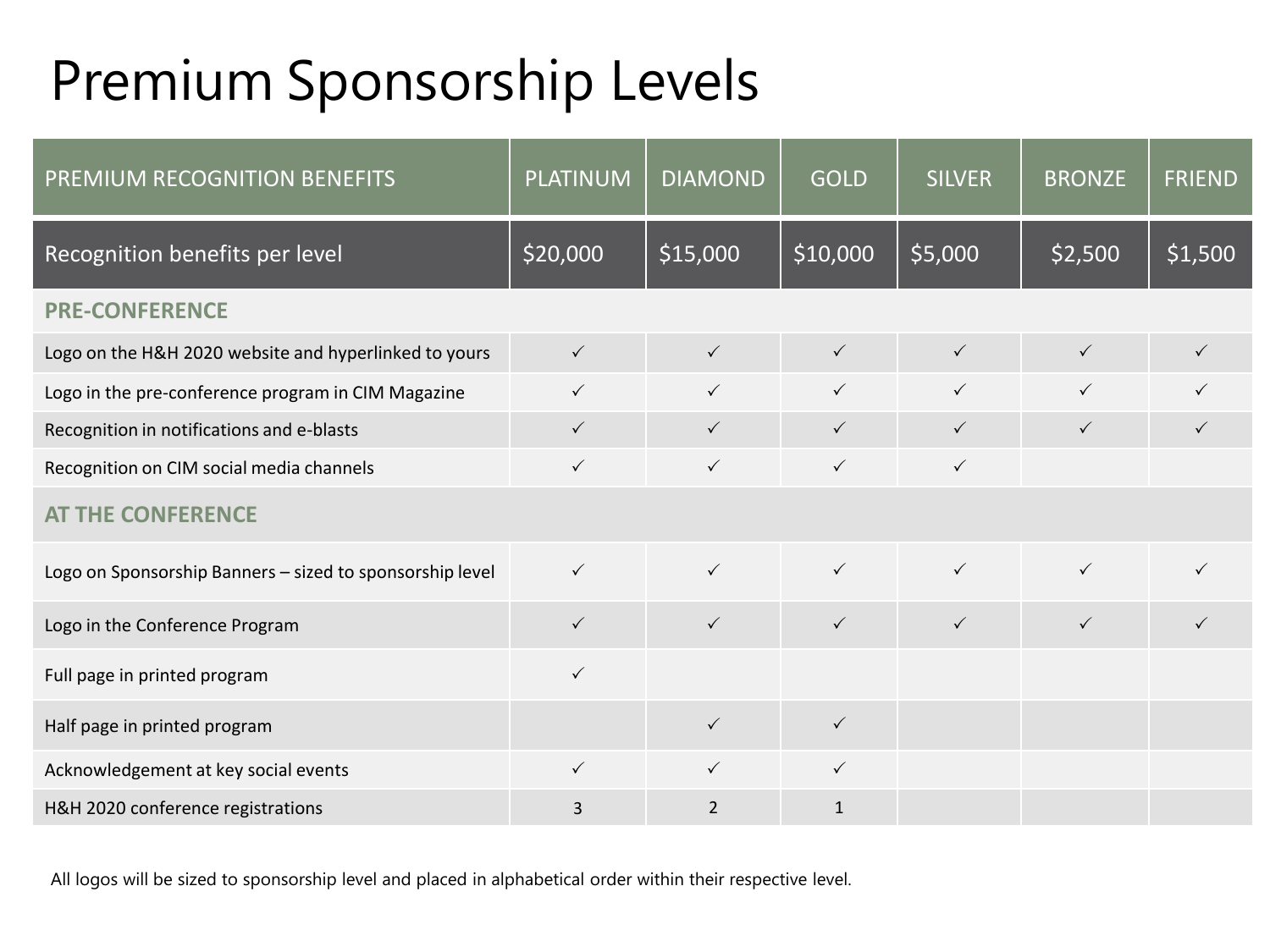# Premium Sponsorship Levels

| PREMIUM RECOGNITION BENEFITS | PLATINUM | DIAMOND | GOLD | SILVER | BRONZE | FRIEND |
|---|---|---|---|---|---|---|
| Recognition benefits per level | $20,000 | $15,000 | $10,000 | $5,000 | $2,500 | $1,500 |
| **PRE-CONFERENCE** | | | | | | |
| Logo on the H&H 2020 website and hyperlinked to yours | ✓ | ✓ | ✓ | ✓ | ✓ | ✓ |
| Logo in the pre-conference program in CIM Magazine | ✓ | ✓ | ✓ | ✓ | ✓ | ✓ |
| Recognition in notifications and e-blasts | ✓ | ✓ | ✓ | ✓ | ✓ | ✓ |
| Recognition on CIM social media channels | ✓ | ✓ | ✓ | ✓ | | |
| **AT THE CONFERENCE** | | | | | | |
| Logo on Sponsorship Banners – sized to sponsorship level | ✓ | ✓ | ✓ | ✓ | ✓ | ✓ |
| Logo in the Conference Program | ✓ | ✓ | ✓ | ✓ | ✓ | ✓ |
| Full page in printed program | ✓ | | | | | |
| Half page in printed program | | ✓ | ✓ | | | |
| Acknowledgement at key social events | ✓ | ✓ | ✓ | | | |
| H&H 2020 conference registrations | 3 | 2 | 1 | | | |

All logos will be sized to sponsorship level and placed in alphabetical order within their respective level.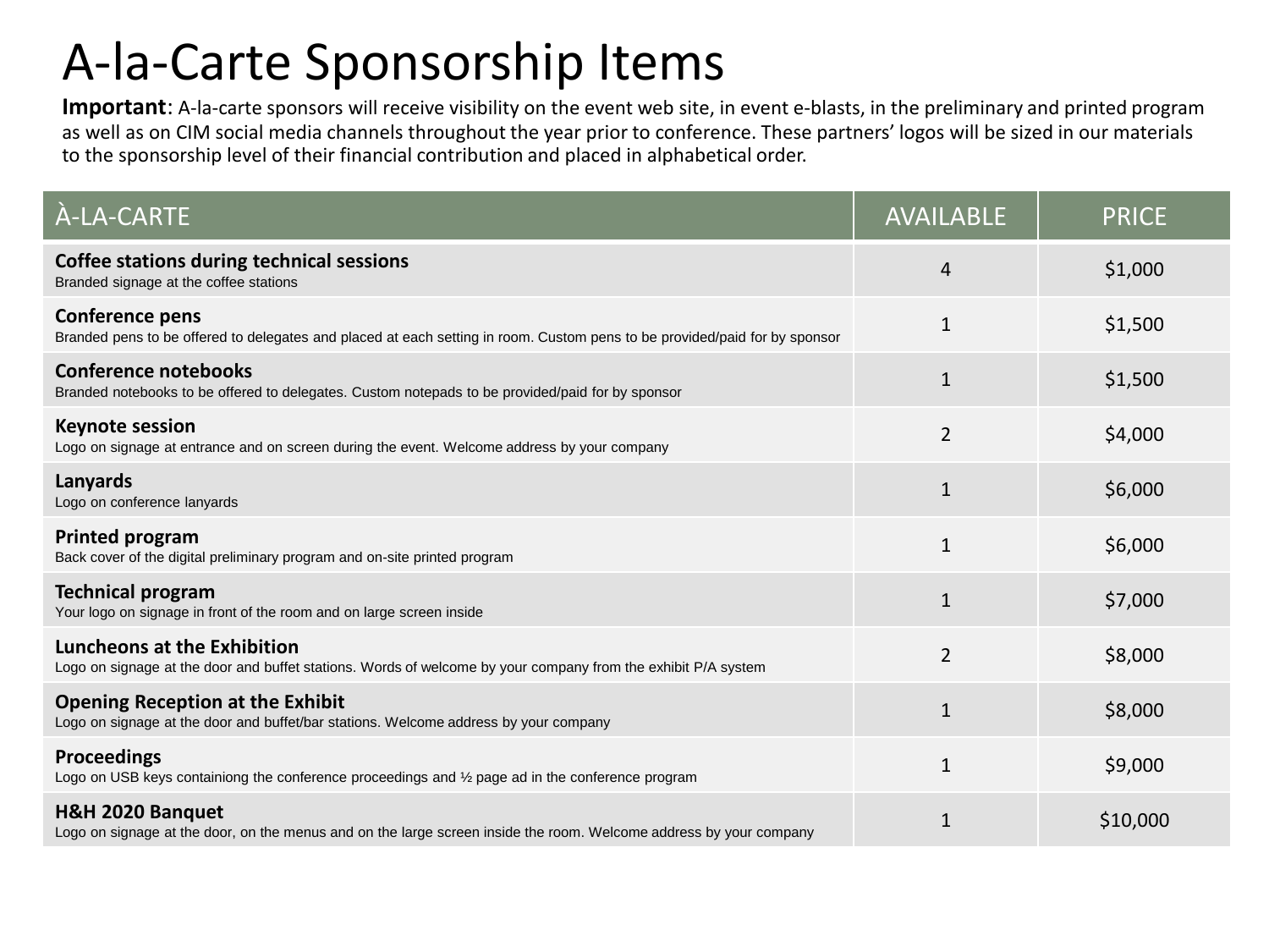# A-la-Carte Sponsorship Items

**Important**: A-la-carte sponsors will receive visibility on the event web site, in event e-blasts, in the preliminary and printed program as well as on CIM social media channels throughout the year prior to conference. These partners' logos will be sized in our materials to the sponsorship level of their financial contribution and placed in alphabetical order.

| À-LA-CARTE | AVAILABLE | PRICE |
|---|---|---|
| **Coffee stations during technical sessions**<br>Branded signage at the coffee stations | 4 | $1,000 |
| **Conference pens**<br>Branded pens to be offered to delegates and placed at each setting in room. Custom pens to be provided/paid for by sponsor | 1 | $1,500 |
| **Conference notebooks**<br>Branded notebooks to be offered to delegates. Custom notepads to be provided/paid for by sponsor | 1 | $1,500 |
| **Keynote session**<br>Logo on signage at entrance and on screen during the event. Welcome address by your company | 2 | $4,000 |
| **Lanyards**<br>Logo on conference lanyards | 1 | $6,000 |
| **Printed program**<br>Back cover of the digital preliminary program and on-site printed program | 1 | $6,000 |
| **Technical program**<br>Your logo on signage in front of the room and on large screen inside | 1 | $7,000 |
| **Luncheons at the Exhibition**<br>Logo on signage at the door and buffet stations. Words of welcome by your company from the exhibit P/A system | 2 | $8,000 |
| **Opening Reception at the Exhibit**<br>Logo on signage at the door and buffet/bar stations. Welcome address by your company | 1 | $8,000 |
| **Proceedings**<br>Logo on USB keys containiong the conference proceedings and ½ page ad in the conference program | 1 | $9,000 |
| **H&H 2020 Banquet**<br>Logo on signage at the door, on the menus and on the large screen inside the room. Welcome address by your company | 1 | $10,000 |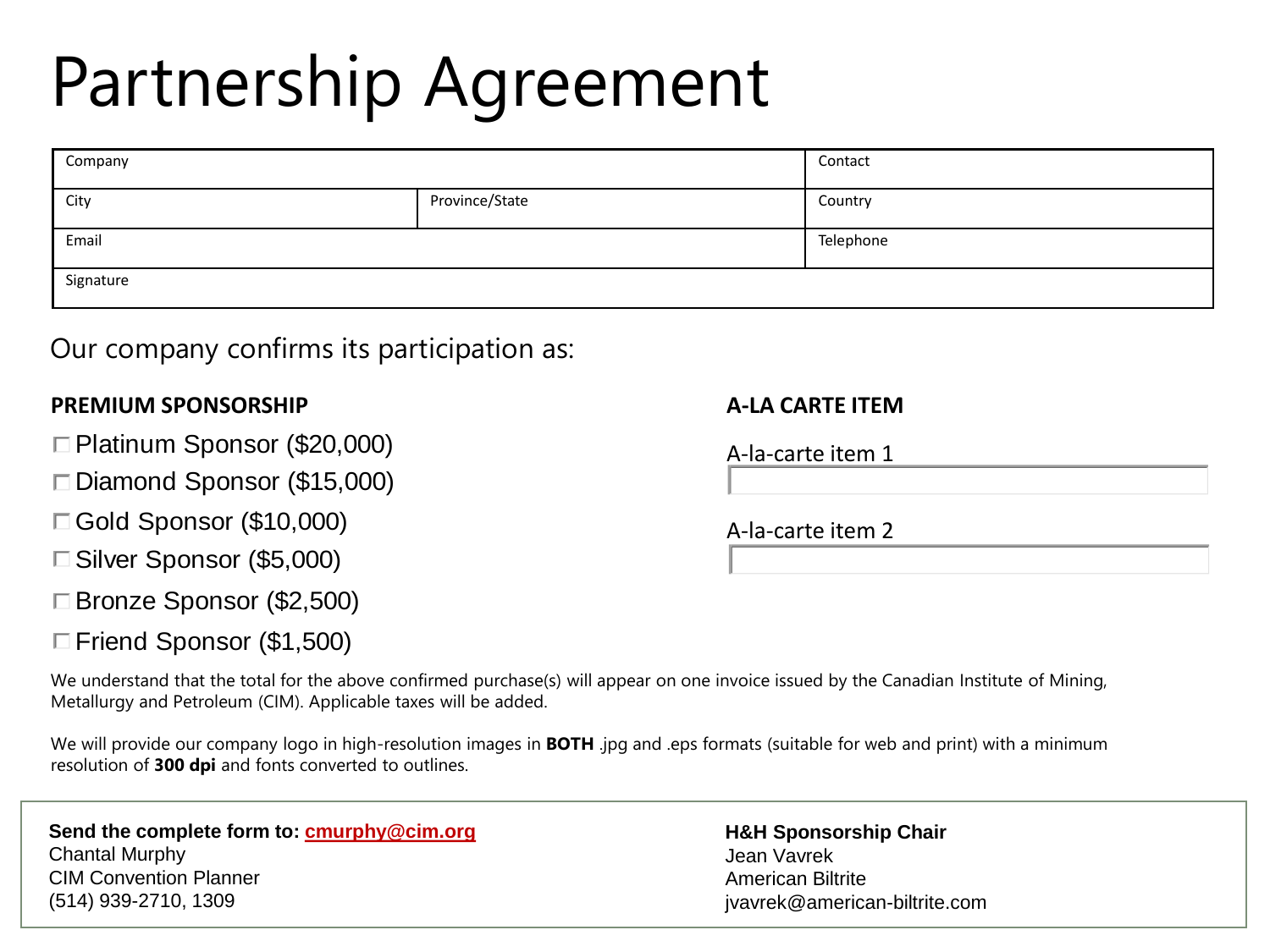# Partnership Agreement

| | | |
|---|---|---|
| Company | | Contact |
| City | Province/State | Country |
| Email | | Telephone |
| Signature | | |

Our company confirms its participation as:

**PREMIUM SPONSORSHIP**

- ☐ Platinum Sponsor ($20,000)
- ☐ Diamond Sponsor ($15,000)
- ☐ Gold Sponsor ($10,000)
- ☐ Silver Sponsor ($5,000)
- ☐ Bronze Sponsor ($2,500)
- ☐ Friend Sponsor ($1,500)

**A-LA CARTE ITEM**

A-la-carte item 1

A-la-carte item 2

We understand that the total for the above confirmed purchase(s) will appear on one invoice issued by the Canadian Institute of Mining, Metallurgy and Petroleum (CIM). Applicable taxes will be added.

We will provide our company logo in high-resolution images in **BOTH** .jpg and .eps formats (suitable for web and print) with a minimum resolution of **300 dpi** and fonts converted to outlines.

**Send the complete form to: cmurphy@cim.org**
Chantal Murphy
CIM Convention Planner
(514) 939-2710, 1309

**H&H Sponsorship Chair**
Jean Vavrek
American Biltrite
jvavrek@american-biltrite.com